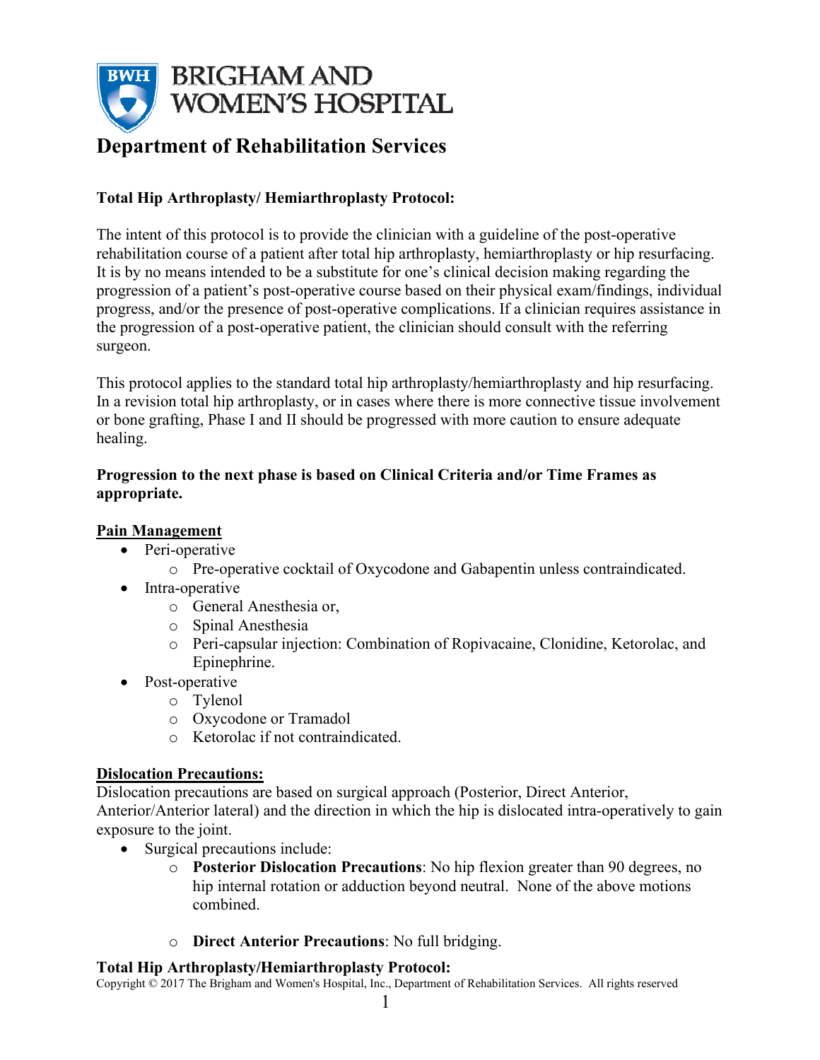# BRIGHAM AND WOMEN'S HOSPITAL

## Department of Rehabilitation Services

**Total Hip Arthroplasty/ Hemiarthroplasty Protocol:**

The intent of this protocol is to provide the clinician with a guideline of the post-operative rehabilitation course of a patient after total hip arthroplasty, hemiarthroplasty or hip resurfacing. It is by no means intended to be a substitute for one's clinical decision making regarding the progression of a patient's post-operative course based on their physical exam/findings, individual progress, and/or the presence of post-operative complications. If a clinician requires assistance in the progression of a post-operative patient, the clinician should consult with the referring surgeon.

This protocol applies to the standard total hip arthroplasty/hemiarthroplasty and hip resurfacing. In a revision total hip arthroplasty, or in cases where there is more connective tissue involvement or bone grafting, Phase I and II should be progressed with more caution to ensure adequate healing.

**Progression to the next phase is based on Clinical Criteria and/or Time Frames as appropriate.**

**Pain Management**

- Peri-operative
  - Pre-operative cocktail of Oxycodone and Gabapentin unless contraindicated.
- Intra-operative
  - General Anesthesia or,
  - Spinal Anesthesia
  - Peri-capsular injection: Combination of Ropivacaine, Clonidine, Ketorolac, and Epinephrine.
- Post-operative
  - Tylenol
  - Oxycodone or Tramadol
  - Ketorolac if not contraindicated.

**Dislocation Precautions:**

Dislocation precautions are based on surgical approach (Posterior, Direct Anterior, Anterior/Anterior lateral) and the direction in which the hip is dislocated intra-operatively to gain exposure to the joint.

- Surgical precautions include:
  - **Posterior Dislocation Precautions**: No hip flexion greater than 90 degrees, no hip internal rotation or adduction beyond neutral. None of the above motions combined.
  - **Direct Anterior Precautions**: No full bridging.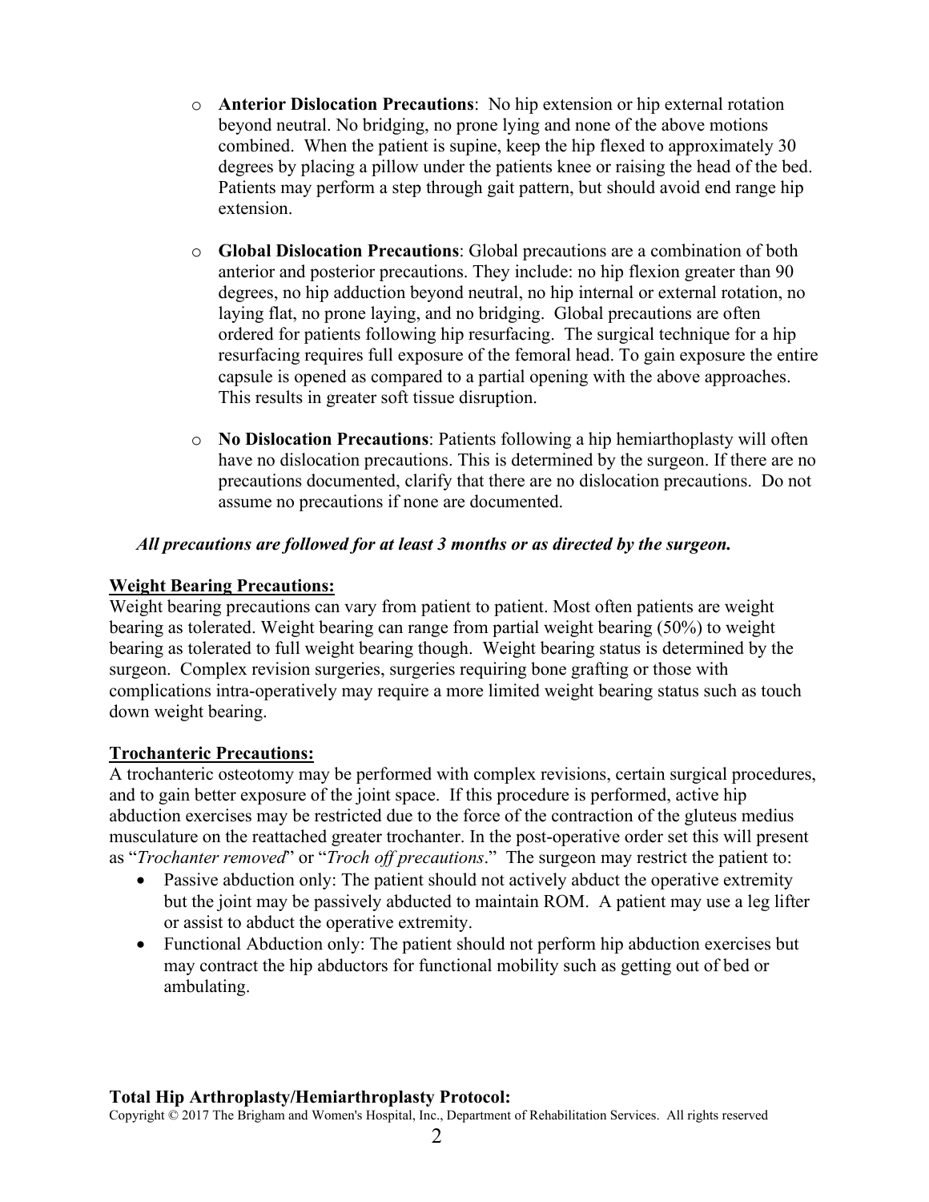- **Anterior Dislocation Precautions**: No hip extension or hip external rotation beyond neutral. No bridging, no prone lying and none of the above motions combined. When the patient is supine, keep the hip flexed to approximately 30 degrees by placing a pillow under the patients knee or raising the head of the bed. Patients may perform a step through gait pattern, but should avoid end range hip extension.

- **Global Dislocation Precautions**: Global precautions are a combination of both anterior and posterior precautions. They include: no hip flexion greater than 90 degrees, no hip adduction beyond neutral, no hip internal or external rotation, no laying flat, no prone laying, and no bridging. Global precautions are often ordered for patients following hip resurfacing. The surgical technique for a hip resurfacing requires full exposure of the femoral head. To gain exposure the entire capsule is opened as compared to a partial opening with the above approaches. This results in greater soft tissue disruption.

- **No Dislocation Precautions**: Patients following a hip hemiarthoplasty will often have no dislocation precautions. This is determined by the surgeon. If there are no precautions documented, clarify that there are no dislocation precautions. Do not assume no precautions if none are documented.

***All precautions are followed for at least 3 months or as directed by the surgeon.***

**Weight Bearing Precautions:**

Weight bearing precautions can vary from patient to patient. Most often patients are weight bearing as tolerated. Weight bearing can range from partial weight bearing (50%) to weight bearing as tolerated to full weight bearing though. Weight bearing status is determined by the surgeon. Complex revision surgeries, surgeries requiring bone grafting or those with complications intra-operatively may require a more limited weight bearing status such as touch down weight bearing.

**Trochanteric Precautions:**

A trochanteric osteotomy may be performed with complex revisions, certain surgical procedures, and to gain better exposure of the joint space. If this procedure is performed, active hip abduction exercises may be restricted due to the force of the contraction of the gluteus medius musculature on the reattached greater trochanter. In the post-operative order set this will present as "*Trochanter removed*" or "*Troch off precautions*." The surgeon may restrict the patient to:

- Passive abduction only: The patient should not actively abduct the operative extremity but the joint may be passively abducted to maintain ROM. A patient may use a leg lifter or assist to abduct the operative extremity.
- Functional Abduction only: The patient should not perform hip abduction exercises but may contract the hip abductors for functional mobility such as getting out of bed or ambulating.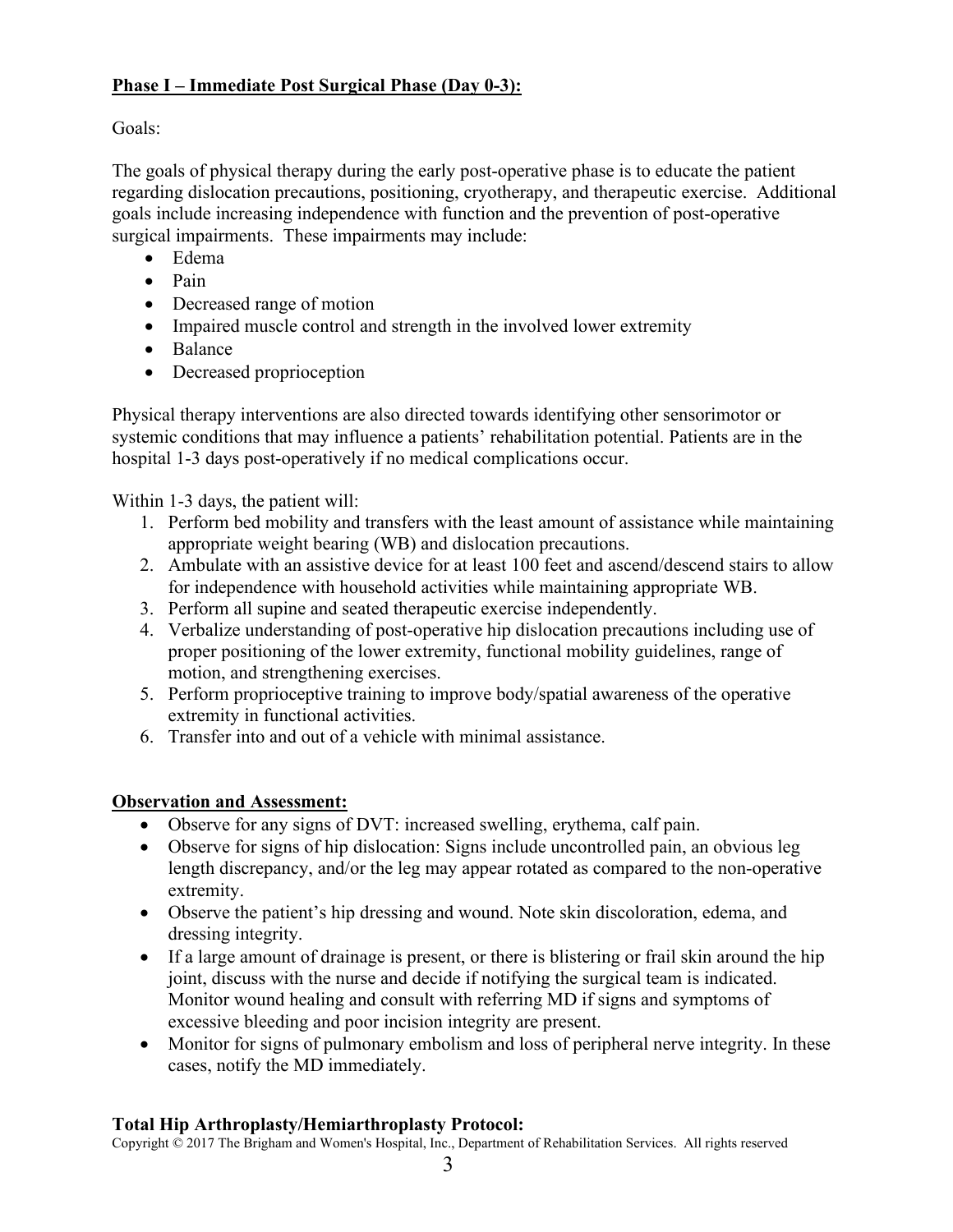## Phase I – Immediate Post Surgical Phase (Day 0-3):

Goals:

The goals of physical therapy during the early post-operative phase is to educate the patient regarding dislocation precautions, positioning, cryotherapy, and therapeutic exercise. Additional goals include increasing independence with function and the prevention of post-operative surgical impairments. These impairments may include:

- Edema
- Pain
- Decreased range of motion
- Impaired muscle control and strength in the involved lower extremity
- Balance
- Decreased proprioception

Physical therapy interventions are also directed towards identifying other sensorimotor or systemic conditions that may influence a patients' rehabilitation potential. Patients are in the hospital 1-3 days post-operatively if no medical complications occur.

Within 1-3 days, the patient will:

1. Perform bed mobility and transfers with the least amount of assistance while maintaining appropriate weight bearing (WB) and dislocation precautions.
2. Ambulate with an assistive device for at least 100 feet and ascend/descend stairs to allow for independence with household activities while maintaining appropriate WB.
3. Perform all supine and seated therapeutic exercise independently.
4. Verbalize understanding of post-operative hip dislocation precautions including use of proper positioning of the lower extremity, functional mobility guidelines, range of motion, and strengthening exercises.
5. Perform proprioceptive training to improve body/spatial awareness of the operative extremity in functional activities.
6. Transfer into and out of a vehicle with minimal assistance.

## Observation and Assessment:

- Observe for any signs of DVT: increased swelling, erythema, calf pain.
- Observe for signs of hip dislocation: Signs include uncontrolled pain, an obvious leg length discrepancy, and/or the leg may appear rotated as compared to the non-operative extremity.
- Observe the patient's hip dressing and wound. Note skin discoloration, edema, and dressing integrity.
- If a large amount of drainage is present, or there is blistering or frail skin around the hip joint, discuss with the nurse and decide if notifying the surgical team is indicated. Monitor wound healing and consult with referring MD if signs and symptoms of excessive bleeding and poor incision integrity are present.
- Monitor for signs of pulmonary embolism and loss of peripheral nerve integrity. In these cases, notify the MD immediately.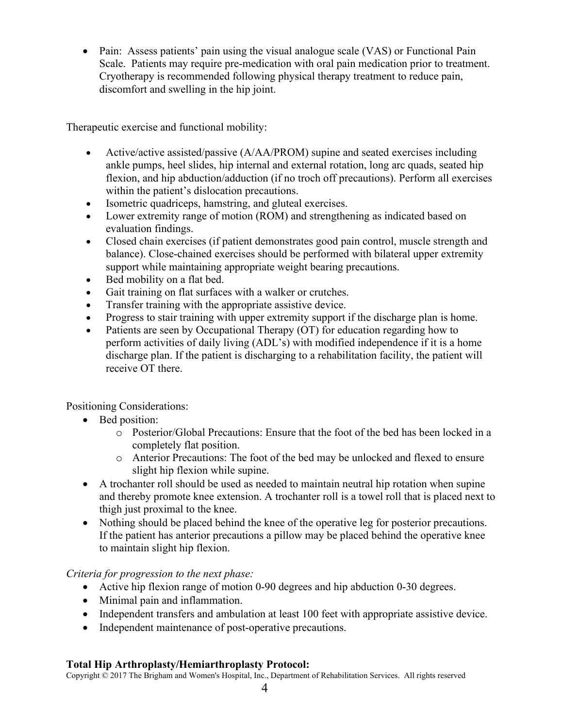- Pain: Assess patients' pain using the visual analogue scale (VAS) or Functional Pain Scale. Patients may require pre-medication with oral pain medication prior to treatment. Cryotherapy is recommended following physical therapy treatment to reduce pain, discomfort and swelling in the hip joint.

Therapeutic exercise and functional mobility:

- Active/active assisted/passive (A/AA/PROM) supine and seated exercises including ankle pumps, heel slides, hip internal and external rotation, long arc quads, seated hip flexion, and hip abduction/adduction (if no troch off precautions). Perform all exercises within the patient's dislocation precautions.
- Isometric quadriceps, hamstring, and gluteal exercises.
- Lower extremity range of motion (ROM) and strengthening as indicated based on evaluation findings.
- Closed chain exercises (if patient demonstrates good pain control, muscle strength and balance). Close-chained exercises should be performed with bilateral upper extremity support while maintaining appropriate weight bearing precautions.
- Bed mobility on a flat bed.
- Gait training on flat surfaces with a walker or crutches.
- Transfer training with the appropriate assistive device.
- Progress to stair training with upper extremity support if the discharge plan is home.
- Patients are seen by Occupational Therapy (OT) for education regarding how to perform activities of daily living (ADL's) with modified independence if it is a home discharge plan. If the patient is discharging to a rehabilitation facility, the patient will receive OT there.

Positioning Considerations:

- Bed position:
  - Posterior/Global Precautions: Ensure that the foot of the bed has been locked in a completely flat position.
  - Anterior Precautions: The foot of the bed may be unlocked and flexed to ensure slight hip flexion while supine.
- A trochanter roll should be used as needed to maintain neutral hip rotation when supine and thereby promote knee extension. A trochanter roll is a towel roll that is placed next to thigh just proximal to the knee.
- Nothing should be placed behind the knee of the operative leg for posterior precautions. If the patient has anterior precautions a pillow may be placed behind the operative knee to maintain slight hip flexion.

*Criteria for progression to the next phase:*

- Active hip flexion range of motion 0-90 degrees and hip abduction 0-30 degrees.
- Minimal pain and inflammation.
- Independent transfers and ambulation at least 100 feet with appropriate assistive device.
- Independent maintenance of post-operative precautions.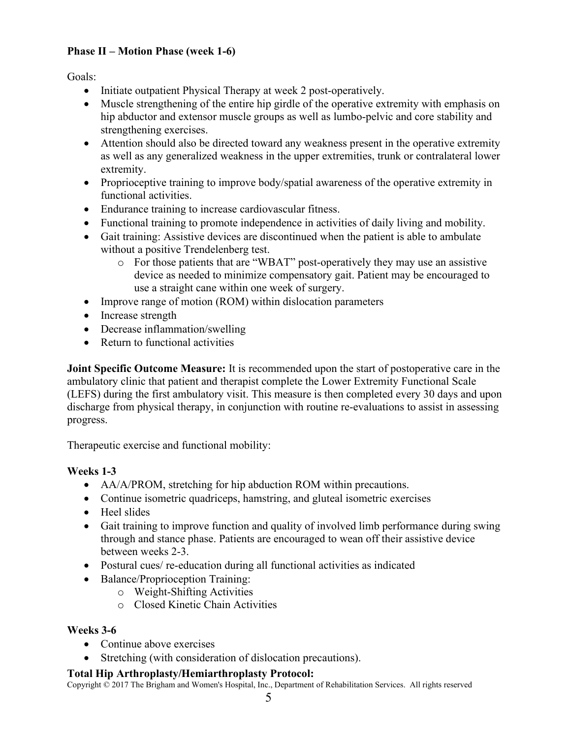**Phase II – Motion Phase (week 1-6)**

Goals:

- Initiate outpatient Physical Therapy at week 2 post-operatively.
- Muscle strengthening of the entire hip girdle of the operative extremity with emphasis on hip abductor and extensor muscle groups as well as lumbo-pelvic and core stability and strengthening exercises.
- Attention should also be directed toward any weakness present in the operative extremity as well as any generalized weakness in the upper extremities, trunk or contralateral lower extremity.
- Proprioceptive training to improve body/spatial awareness of the operative extremity in functional activities.
- Endurance training to increase cardiovascular fitness.
- Functional training to promote independence in activities of daily living and mobility.
- Gait training: Assistive devices are discontinued when the patient is able to ambulate without a positive Trendelenberg test.
  - For those patients that are "WBAT" post-operatively they may use an assistive device as needed to minimize compensatory gait. Patient may be encouraged to use a straight cane within one week of surgery.
- Improve range of motion (ROM) within dislocation parameters
- Increase strength
- Decrease inflammation/swelling
- Return to functional activities

**Joint Specific Outcome Measure:** It is recommended upon the start of postoperative care in the ambulatory clinic that patient and therapist complete the Lower Extremity Functional Scale (LEFS) during the first ambulatory visit. This measure is then completed every 30 days and upon discharge from physical therapy, in conjunction with routine re-evaluations to assist in assessing progress.

Therapeutic exercise and functional mobility:

**Weeks 1-3**

- AA/A/PROM, stretching for hip abduction ROM within precautions.
- Continue isometric quadriceps, hamstring, and gluteal isometric exercises
- Heel slides
- Gait training to improve function and quality of involved limb performance during swing through and stance phase. Patients are encouraged to wean off their assistive device between weeks 2-3.
- Postural cues/ re-education during all functional activities as indicated
- Balance/Proprioception Training:
  - Weight-Shifting Activities
  - Closed Kinetic Chain Activities

**Weeks 3-6**

- Continue above exercises
- Stretching (with consideration of dislocation precautions).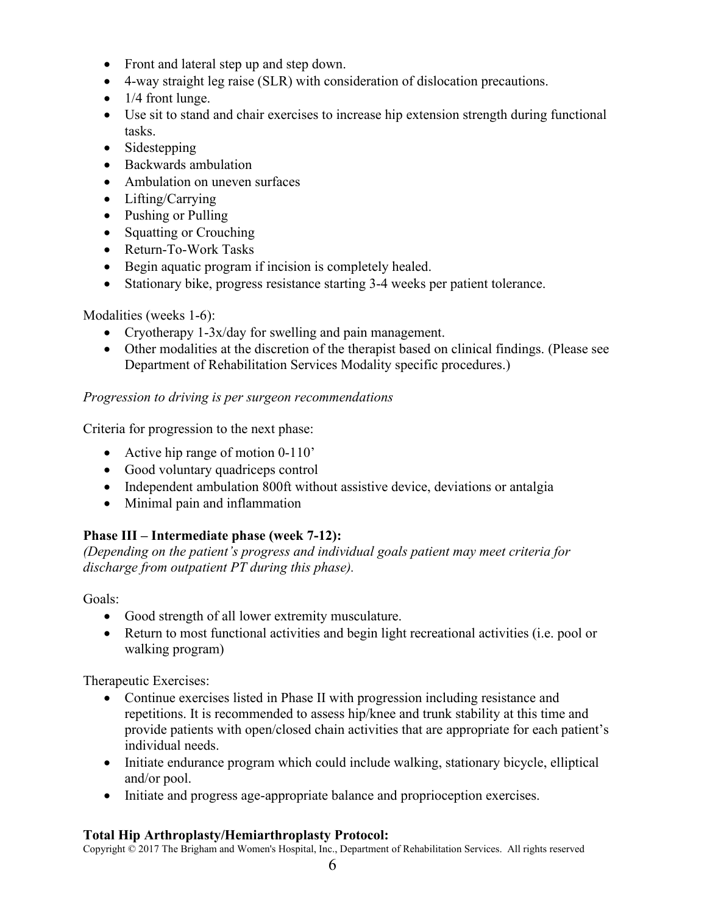- Front and lateral step up and step down.
- 4-way straight leg raise (SLR) with consideration of dislocation precautions.
- 1/4 front lunge.
- Use sit to stand and chair exercises to increase hip extension strength during functional tasks.
- Sidestepping
- Backwards ambulation
- Ambulation on uneven surfaces
- Lifting/Carrying
- Pushing or Pulling
- Squatting or Crouching
- Return-To-Work Tasks
- Begin aquatic program if incision is completely healed.
- Stationary bike, progress resistance starting 3-4 weeks per patient tolerance.

Modalities (weeks 1-6):

- Cryotherapy 1-3x/day for swelling and pain management.
- Other modalities at the discretion of the therapist based on clinical findings. (Please see Department of Rehabilitation Services Modality specific procedures.)

*Progression to driving is per surgeon recommendations*

Criteria for progression to the next phase:

- Active hip range of motion 0-110'
- Good voluntary quadriceps control
- Independent ambulation 800ft without assistive device, deviations or antalgia
- Minimal pain and inflammation

**Phase III – Intermediate phase (week 7-12):**

*(Depending on the patient's progress and individual goals patient may meet criteria for discharge from outpatient PT during this phase).*

Goals:

- Good strength of all lower extremity musculature.
- Return to most functional activities and begin light recreational activities (i.e. pool or walking program)

Therapeutic Exercises:

- Continue exercises listed in Phase II with progression including resistance and repetitions. It is recommended to assess hip/knee and trunk stability at this time and provide patients with open/closed chain activities that are appropriate for each patient's individual needs.
- Initiate endurance program which could include walking, stationary bicycle, elliptical and/or pool.
- Initiate and progress age-appropriate balance and proprioception exercises.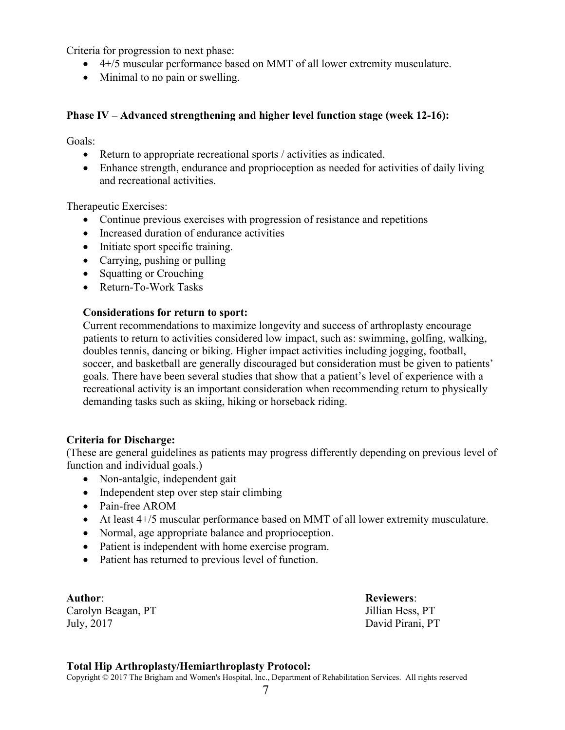Criteria for progression to next phase:

- 4+/5 muscular performance based on MMT of all lower extremity musculature.
- Minimal to no pain or swelling.

**Phase IV – Advanced strengthening and higher level function stage (week 12-16):**

Goals:

- Return to appropriate recreational sports / activities as indicated.
- Enhance strength, endurance and proprioception as needed for activities of daily living and recreational activities.

Therapeutic Exercises:

- Continue previous exercises with progression of resistance and repetitions
- Increased duration of endurance activities
- Initiate sport specific training.
- Carrying, pushing or pulling
- Squatting or Crouching
- Return-To-Work Tasks

**Considerations for return to sport:**

Current recommendations to maximize longevity and success of arthroplasty encourage patients to return to activities considered low impact, such as: swimming, golfing, walking, doubles tennis, dancing or biking. Higher impact activities including jogging, football, soccer, and basketball are generally discouraged but consideration must be given to patients' goals. There have been several studies that show that a patient's level of experience with a recreational activity is an important consideration when recommending return to physically demanding tasks such as skiing, hiking or horseback riding.

**Criteria for Discharge:**

(These are general guidelines as patients may progress differently depending on previous level of function and individual goals.)

- Non-antalgic, independent gait
- Independent step over step stair climbing
- Pain-free AROM
- At least 4+/5 muscular performance based on MMT of all lower extremity musculature.
- Normal, age appropriate balance and proprioception.
- Patient is independent with home exercise program.
- Patient has returned to previous level of function.

**Author**:
Carolyn Beagan, PT
July, 2017

**Reviewers**:
Jillian Hess, PT
David Pirani, PT